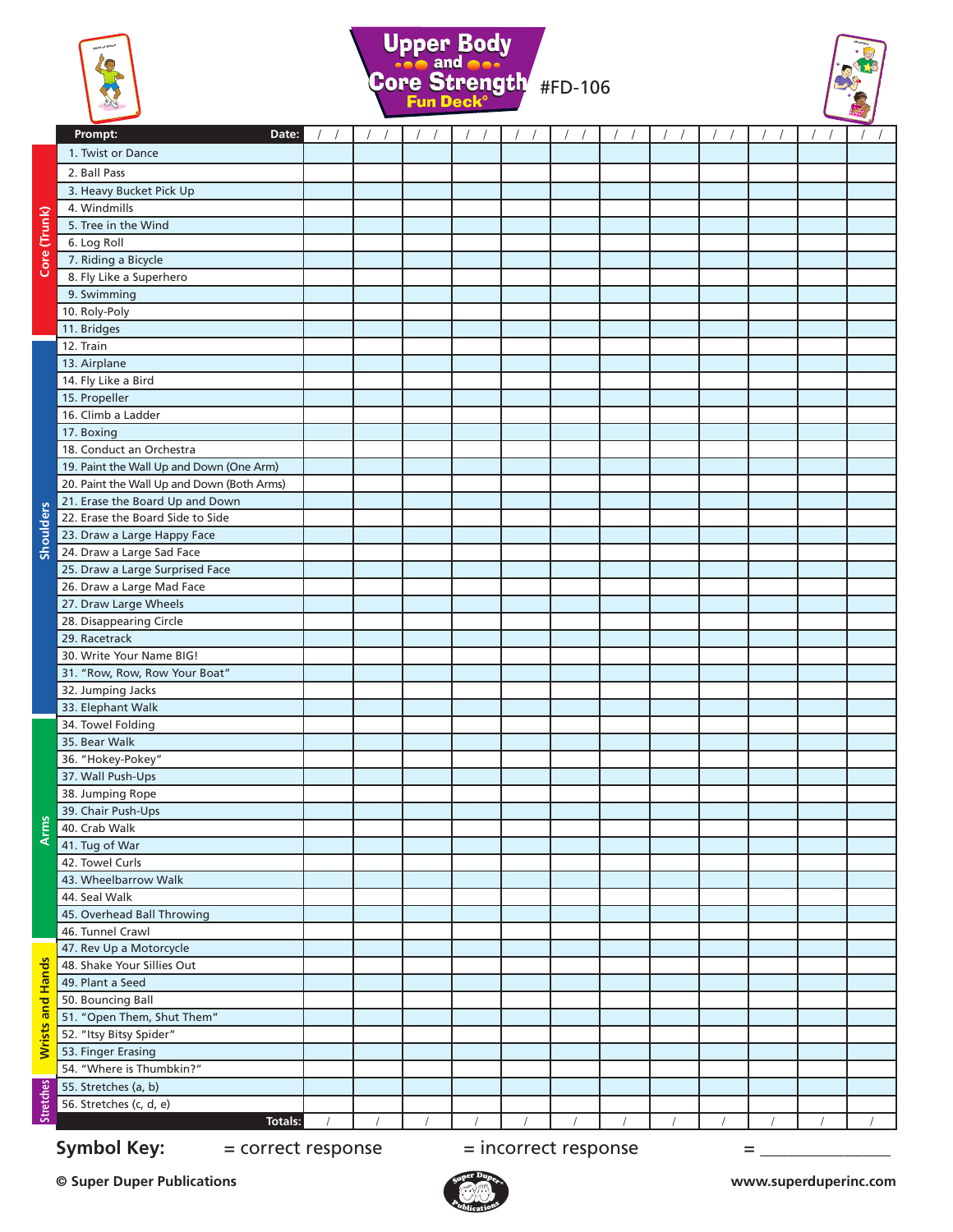# Upper Body and Core Strength Fun Deck®

#FD-106

| Category | Prompt: Date: | / / | / / | / / | / / | / / | / / | / / | / / | / / | / / | / / | / / |
|---|---|---|---|---|---|---|---|---|---|---|---|---|---|
| Core (Trunk) | 1. Twist or Dance | | | | | | | | | | | | |
| | 2. Ball Pass | | | | | | | | | | | | |
| | 3. Heavy Bucket Pick Up | | | | | | | | | | | | |
| | 4. Windmills | | | | | | | | | | | | |
| | 5. Tree in the Wind | | | | | | | | | | | | |
| | 6. Log Roll | | | | | | | | | | | | |
| | 7. Riding a Bicycle | | | | | | | | | | | | |
| | 8. Fly Like a Superhero | | | | | | | | | | | | |
| | 9. Swimming | | | | | | | | | | | | |
| | 10. Roly-Poly | | | | | | | | | | | | |
| | 11. Bridges | | | | | | | | | | | | |
| Shoulders | 12. Train | | | | | | | | | | | | |
| | 13. Airplane | | | | | | | | | | | | |
| | 14. Fly Like a Bird | | | | | | | | | | | | |
| | 15. Propeller | | | | | | | | | | | | |
| | 16. Climb a Ladder | | | | | | | | | | | | |
| | 17. Boxing | | | | | | | | | | | | |
| | 18. Conduct an Orchestra | | | | | | | | | | | | |
| | 19. Paint the Wall Up and Down (One Arm) | | | | | | | | | | | | |
| | 20. Paint the Wall Up and Down (Both Arms) | | | | | | | | | | | | |
| | 21. Erase the Board Up and Down | | | | | | | | | | | | |
| | 22. Erase the Board Side to Side | | | | | | | | | | | | |
| | 23. Draw a Large Happy Face | | | | | | | | | | | | |
| | 24. Draw a Large Sad Face | | | | | | | | | | | | |
| | 25. Draw a Large Surprised Face | | | | | | | | | | | | |
| | 26. Draw a Large Mad Face | | | | | | | | | | | | |
| | 27. Draw Large Wheels | | | | | | | | | | | | |
| | 28. Disappearing Circle | | | | | | | | | | | | |
| | 29. Racetrack | | | | | | | | | | | | |
| | 30. Write Your Name BIG! | | | | | | | | | | | | |
| | 31. “Row, Row, Row Your Boat” | | | | | | | | | | | | |
| | 32. Jumping Jacks | | | | | | | | | | | | |
| | 33. Elephant Walk | | | | | | | | | | | | |
| Arms | 34. Towel Folding | | | | | | | | | | | | |
| | 35. Bear Walk | | | | | | | | | | | | |
| | 36. “Hokey-Pokey” | | | | | | | | | | | | |
| | 37. Wall Push-Ups | | | | | | | | | | | | |
| | 38. Jumping Rope | | | | | | | | | | | | |
| | 39. Chair Push-Ups | | | | | | | | | | | | |
| | 40. Crab Walk | | | | | | | | | | | | |
| | 41. Tug of War | | | | | | | | | | | | |
| | 42. Towel Curls | | | | | | | | | | | | |
| | 43. Wheelbarrow Walk | | | | | | | | | | | | |
| | 44. Seal Walk | | | | | | | | | | | | |
| | 45. Overhead Ball Throwing | | | | | | | | | | | | |
| | 46. Tunnel Crawl | | | | | | | | | | | | |
| Wrists and Hands | 47. Rev Up a Motorcycle | | | | | | | | | | | | |
| | 48. Shake Your Sillies Out | | | | | | | | | | | | |
| | 49. Plant a Seed | | | | | | | | | | | | |
| | 50. Bouncing Ball | | | | | | | | | | | | |
| | 51. “Open Them, Shut Them” | | | | | | | | | | | | |
| | 52. “Itsy Bitsy Spider” | | | | | | | | | | | | |
| | 53. Finger Erasing | | | | | | | | | | | | |
| | 54. “Where is Thumbkin?” | | | | | | | | | | | | |
| Stretches | 55. Stretches (a, b) | | | | | | | | | | | | |
| | 56. Stretches (c, d, e) | | | | | | | | | | | | |
| | Totals: | / | / | / | / | / | / | / | / | / | / | / | / |

**Symbol Key:** = correct response = incorrect response = ______________

© Super Duper Publications

www.superduperinc.com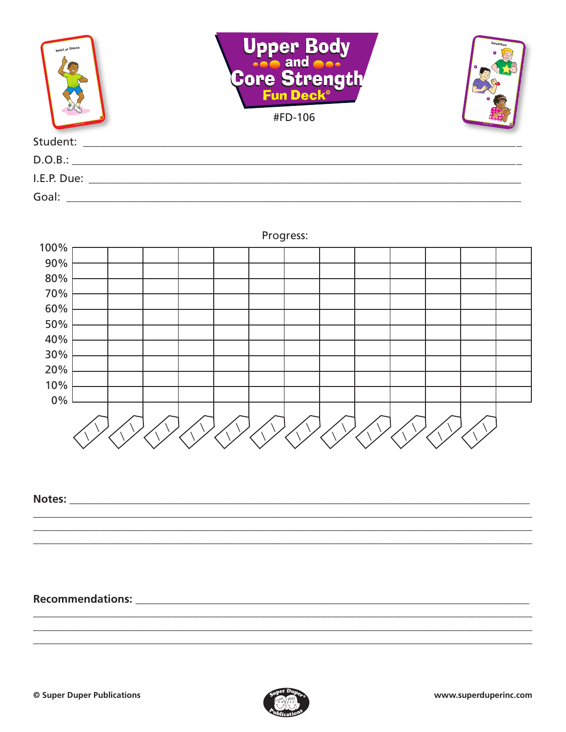# Upper Body and Core Strength Fun Deck®

#FD-106

Student: ___________________________________________

D.O.B.: ___________________________________________

I.E.P. Due: ___________________________________________

Goal: ___________________________________________

Progress:

100%
90%
80%
70%
60%
50%
40%
30%
20%
10%
0%

**Notes:** ___________________________________________

___________________________________________

___________________________________________

___________________________________________

**Recommendations:** ___________________________________________

___________________________________________

___________________________________________

___________________________________________

© Super Duper Publications

www.superduperinc.com